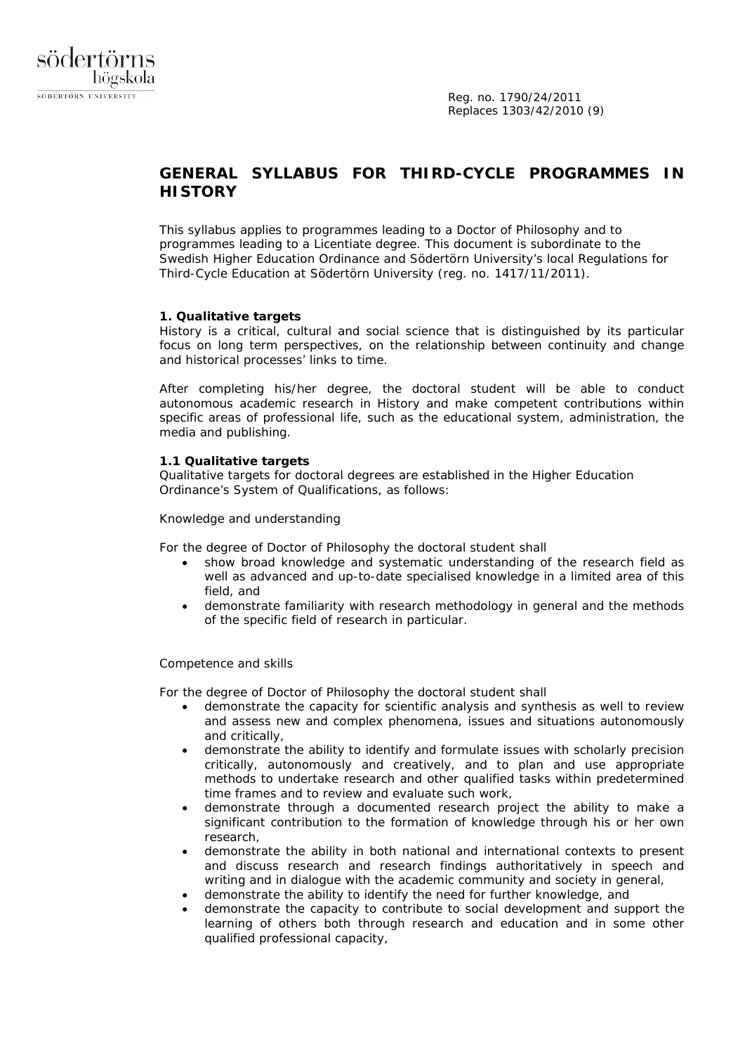Reg. no. 1790/24/2011
Replaces 1303/42/2010 (9)

# GENERAL SYLLABUS FOR THIRD-CYCLE PROGRAMMES IN HISTORY

This syllabus applies to programmes leading to a Doctor of Philosophy and to programmes leading to a Licentiate degree. This document is subordinate to the Swedish Higher Education Ordinance and Södertörn University's local Regulations for Third-Cycle Education at Södertörn University (reg. no. 1417/11/2011).

## 1. Qualitative targets

History is a critical, cultural and social science that is distinguished by its particular focus on long term perspectives, on the relationship between continuity and change and historical processes' links to time.

After completing his/her degree, the doctoral student will be able to conduct autonomous academic research in History and make competent contributions within specific areas of professional life, such as the educational system, administration, the media and publishing.

### 1.1 Qualitative targets

Qualitative targets for doctoral degrees are established in the Higher Education Ordinance's System of Qualifications, as follows:

Knowledge and understanding

For the degree of Doctor of Philosophy the doctoral student shall

- show broad knowledge and systematic understanding of the research field as well as advanced and up-to-date specialised knowledge in a limited area of this field, and
- demonstrate familiarity with research methodology in general and the methods of the specific field of research in particular.

Competence and skills

For the degree of Doctor of Philosophy the doctoral student shall

- demonstrate the capacity for scientific analysis and synthesis as well to review and assess new and complex phenomena, issues and situations autonomously and critically,
- demonstrate the ability to identify and formulate issues with scholarly precision critically, autonomously and creatively, and to plan and use appropriate methods to undertake research and other qualified tasks within predetermined time frames and to review and evaluate such work,
- demonstrate through a documented research project the ability to make a significant contribution to the formation of knowledge through his or her own research,
- demonstrate the ability in both national and international contexts to present and discuss research and research findings authoritatively in speech and writing and in dialogue with the academic community and society in general,
- demonstrate the ability to identify the need for further knowledge, and
- demonstrate the capacity to contribute to social development and support the learning of others both through research and education and in some other qualified professional capacity,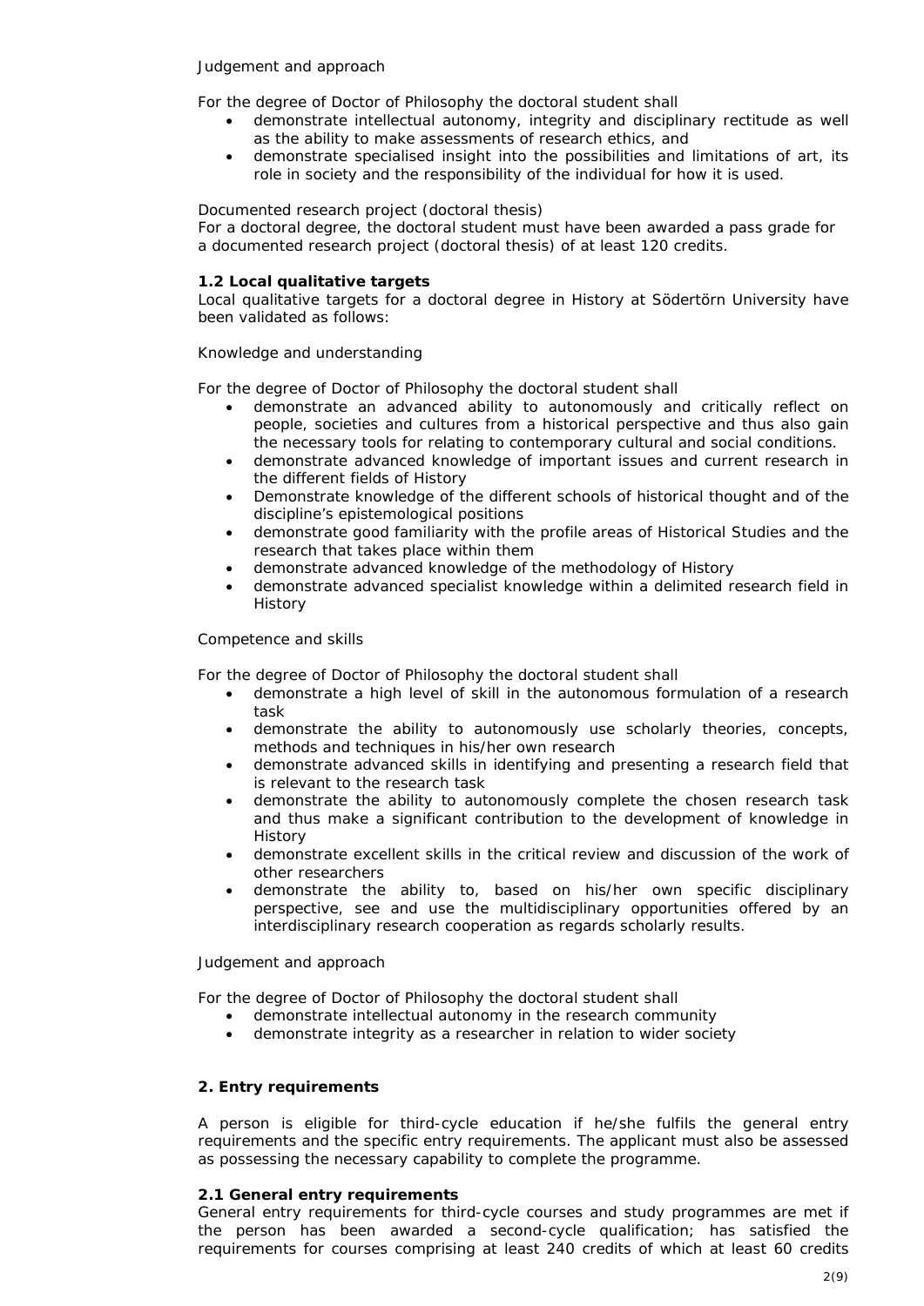Judgement and approach

For the degree of Doctor of Philosophy the doctoral student shall

- demonstrate intellectual autonomy, integrity and disciplinary rectitude as well as the ability to make assessments of research ethics, and
- demonstrate specialised insight into the possibilities and limitations of art, its role in society and the responsibility of the individual for how it is used.

Documented research project (doctoral thesis)
For a doctoral degree, the doctoral student must have been awarded a pass grade for a documented research project (doctoral thesis) of at least 120 credits.

**1.2 Local qualitative targets**
Local qualitative targets for a doctoral degree in History at Södertörn University have been validated as follows:

Knowledge and understanding

For the degree of Doctor of Philosophy the doctoral student shall

- demonstrate an advanced ability to autonomously and critically reflect on people, societies and cultures from a historical perspective and thus also gain the necessary tools for relating to contemporary cultural and social conditions.
- demonstrate advanced knowledge of important issues and current research in the different fields of History
- Demonstrate knowledge of the different schools of historical thought and of the discipline's epistemological positions
- demonstrate good familiarity with the profile areas of Historical Studies and the research that takes place within them
- demonstrate advanced knowledge of the methodology of History
- demonstrate advanced specialist knowledge within a delimited research field in History

Competence and skills

For the degree of Doctor of Philosophy the doctoral student shall

- demonstrate a high level of skill in the autonomous formulation of a research task
- demonstrate the ability to autonomously use scholarly theories, concepts, methods and techniques in his/her own research
- demonstrate advanced skills in identifying and presenting a research field that is relevant to the research task
- demonstrate the ability to autonomously complete the chosen research task and thus make a significant contribution to the development of knowledge in History
- demonstrate excellent skills in the critical review and discussion of the work of other researchers
- demonstrate the ability to, based on his/her own specific disciplinary perspective, see and use the multidisciplinary opportunities offered by an interdisciplinary research cooperation as regards scholarly results.

Judgement and approach

For the degree of Doctor of Philosophy the doctoral student shall

- demonstrate intellectual autonomy in the research community
- demonstrate integrity as a researcher in relation to wider society

**2. Entry requirements**

A person is eligible for third-cycle education if he/she fulfils the general entry requirements and the specific entry requirements. The applicant must also be assessed as possessing the necessary capability to complete the programme.

**2.1 General entry requirements**
General entry requirements for third-cycle courses and study programmes are met if the person has been awarded a second-cycle qualification; has satisfied the requirements for courses comprising at least 240 credits of which at least 60 credits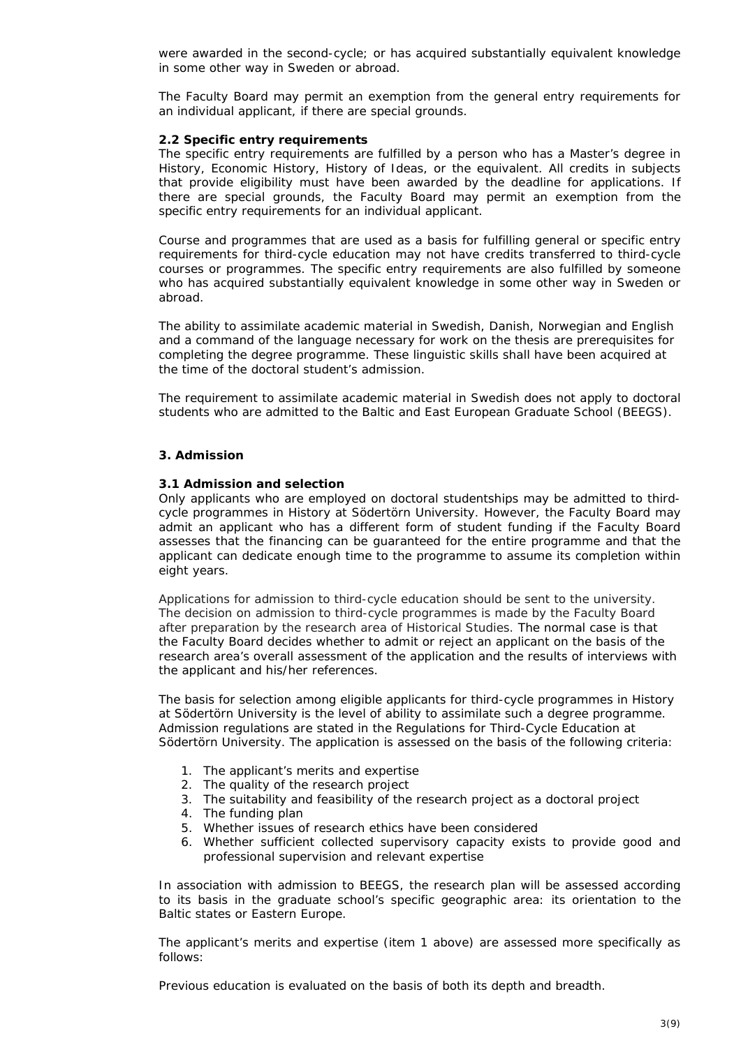were awarded in the second-cycle; or has acquired substantially equivalent knowledge in some other way in Sweden or abroad.

The Faculty Board may permit an exemption from the general entry requirements for an individual applicant, if there are special grounds.

### 2.2 Specific entry requirements

The specific entry requirements are fulfilled by a person who has a Master's degree in History, Economic History, History of Ideas, or the equivalent. All credits in subjects that provide eligibility must have been awarded by the deadline for applications. If there are special grounds, the Faculty Board may permit an exemption from the specific entry requirements for an individual applicant.

Course and programmes that are used as a basis for fulfilling general or specific entry requirements for third-cycle education may not have credits transferred to third-cycle courses or programmes. The specific entry requirements are also fulfilled by someone who has acquired substantially equivalent knowledge in some other way in Sweden or abroad.

The ability to assimilate academic material in Swedish, Danish, Norwegian and English and a command of the language necessary for work on the thesis are prerequisites for completing the degree programme. These linguistic skills shall have been acquired at the time of the doctoral student's admission.

The requirement to assimilate academic material in Swedish does not apply to doctoral students who are admitted to the Baltic and East European Graduate School (BEEGS).

## 3. Admission

### 3.1 Admission and selection

Only applicants who are employed on doctoral studentships may be admitted to third-cycle programmes in History at Södertörn University. However, the Faculty Board may admit an applicant who has a different form of student funding if the Faculty Board assesses that the financing can be guaranteed for the entire programme and that the applicant can dedicate enough time to the programme to assume its completion within eight years.

Applications for admission to third-cycle education should be sent to the university. The decision on admission to third-cycle programmes is made by the Faculty Board after preparation by the research area of Historical Studies. The normal case is that the Faculty Board decides whether to admit or reject an applicant on the basis of the research area's overall assessment of the application and the results of interviews with the applicant and his/her references.

The basis for selection among eligible applicants for third-cycle programmes in History at Södertörn University is the level of ability to assimilate such a degree programme. Admission regulations are stated in the Regulations for Third-Cycle Education at Södertörn University. The application is assessed on the basis of the following criteria:

1. The applicant's merits and expertise
2. The quality of the research project
3. The suitability and feasibility of the research project as a doctoral project
4. The funding plan
5. Whether issues of research ethics have been considered
6. Whether sufficient collected supervisory capacity exists to provide good and professional supervision and relevant expertise

In association with admission to BEEGS, the research plan will be assessed according to its basis in the graduate school's specific geographic area: its orientation to the Baltic states or Eastern Europe.

The applicant's merits and expertise (item 1 above) are assessed more specifically as follows:

Previous education is evaluated on the basis of both its depth and breadth.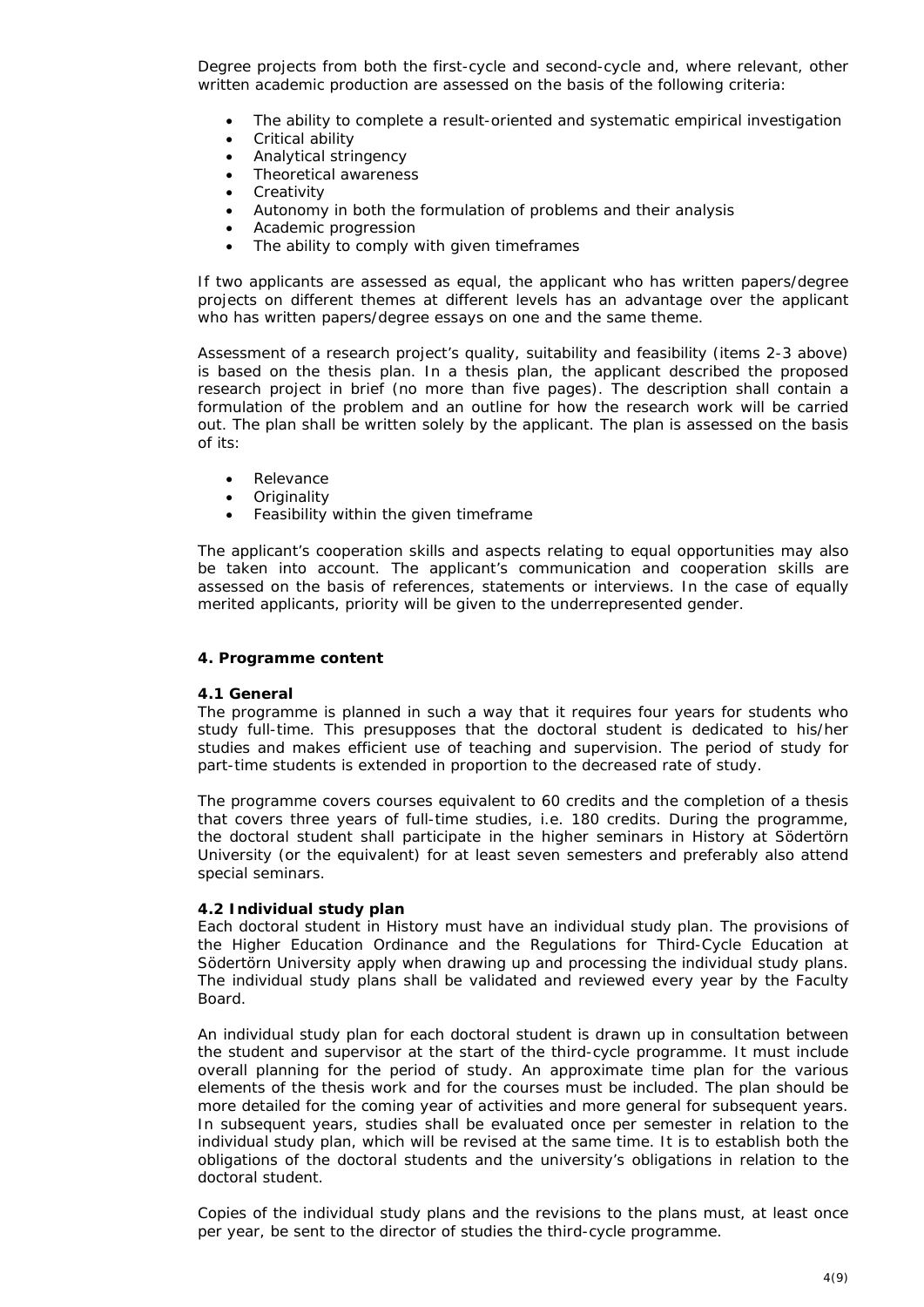Degree projects from both the first-cycle and second-cycle and, where relevant, other written academic production are assessed on the basis of the following criteria:

- The ability to complete a result-oriented and systematic empirical investigation
- Critical ability
- Analytical stringency
- Theoretical awareness
- Creativity
- Autonomy in both the formulation of problems and their analysis
- Academic progression
- The ability to comply with given timeframes

If two applicants are assessed as equal, the applicant who has written papers/degree projects on different themes at different levels has an advantage over the applicant who has written papers/degree essays on one and the same theme.

Assessment of a research project's quality, suitability and feasibility (items 2-3 above) is based on the thesis plan. In a thesis plan, the applicant described the proposed research project in brief (no more than five pages). The description shall contain a formulation of the problem and an outline for how the research work will be carried out. The plan shall be written solely by the applicant. The plan is assessed on the basis of its:

- Relevance
- Originality
- Feasibility within the given timeframe

The applicant's cooperation skills and aspects relating to equal opportunities may also be taken into account. The applicant's communication and cooperation skills are assessed on the basis of references, statements or interviews. In the case of equally merited applicants, priority will be given to the underrepresented gender.

## 4. Programme content

### 4.1 General

The programme is planned in such a way that it requires four years for students who study full-time. This presupposes that the doctoral student is dedicated to his/her studies and makes efficient use of teaching and supervision. The period of study for part-time students is extended in proportion to the decreased rate of study.

The programme covers courses equivalent to 60 credits and the completion of a thesis that covers three years of full-time studies, i.e. 180 credits. During the programme, the doctoral student shall participate in the higher seminars in History at Södertörn University (or the equivalent) for at least seven semesters and preferably also attend special seminars.

### 4.2 Individual study plan

Each doctoral student in History must have an individual study plan. The provisions of the Higher Education Ordinance and the Regulations for Third-Cycle Education at Södertörn University apply when drawing up and processing the individual study plans. The individual study plans shall be validated and reviewed every year by the Faculty Board.

An individual study plan for each doctoral student is drawn up in consultation between the student and supervisor at the start of the third-cycle programme. It must include overall planning for the period of study. An approximate time plan for the various elements of the thesis work and for the courses must be included. The plan should be more detailed for the coming year of activities and more general for subsequent years. In subsequent years, studies shall be evaluated once per semester in relation to the individual study plan, which will be revised at the same time. It is to establish both the obligations of the doctoral students and the university's obligations in relation to the doctoral student.

Copies of the individual study plans and the revisions to the plans must, at least once per year, be sent to the director of studies the third-cycle programme.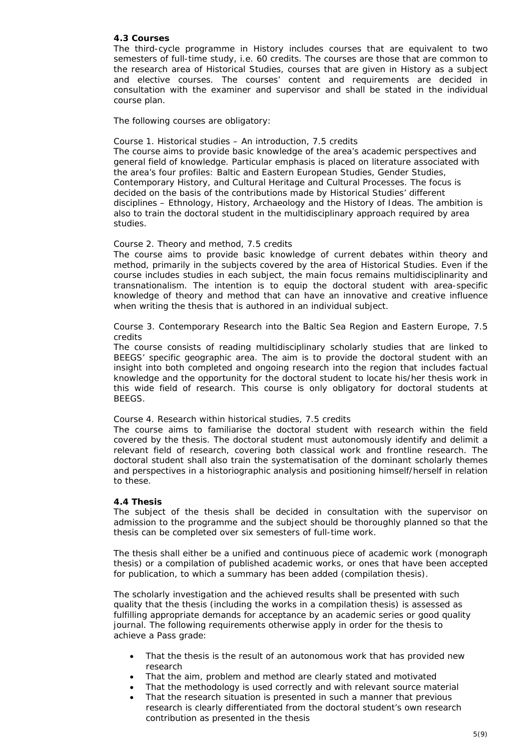### 4.3 Courses

The third-cycle programme in History includes courses that are equivalent to two semesters of full-time study, i.e. 60 credits. The courses are those that are common to the research area of Historical Studies, courses that are given in History as a subject and elective courses. The courses' content and requirements are decided in consultation with the examiner and supervisor and shall be stated in the individual course plan.

The following courses are obligatory:

Course 1. Historical studies – An introduction, 7.5 credits
The course aims to provide basic knowledge of the area's academic perspectives and general field of knowledge. Particular emphasis is placed on literature associated with the area's four profiles: Baltic and Eastern European Studies, Gender Studies, Contemporary History, and Cultural Heritage and Cultural Processes. The focus is decided on the basis of the contributions made by Historical Studies' different disciplines – Ethnology, History, Archaeology and the History of Ideas. The ambition is also to train the doctoral student in the multidisciplinary approach required by area studies.

Course 2. Theory and method, 7.5 credits
The course aims to provide basic knowledge of current debates within theory and method, primarily in the subjects covered by the area of Historical Studies. Even if the course includes studies in each subject, the main focus remains multidisciplinarity and transnationalism. The intention is to equip the doctoral student with area-specific knowledge of theory and method that can have an innovative and creative influence when writing the thesis that is authored in an individual subject.

Course 3. Contemporary Research into the Baltic Sea Region and Eastern Europe, 7.5 credits
The course consists of reading multidisciplinary scholarly studies that are linked to BEEGS' specific geographic area. The aim is to provide the doctoral student with an insight into both completed and ongoing research into the region that includes factual knowledge and the opportunity for the doctoral student to locate his/her thesis work in this wide field of research. This course is only obligatory for doctoral students at BEEGS.

Course 4. Research within historical studies, 7.5 credits
The course aims to familiarise the doctoral student with research within the field covered by the thesis. The doctoral student must autonomously identify and delimit a relevant field of research, covering both classical work and frontline research. The doctoral student shall also train the systematisation of the dominant scholarly themes and perspectives in a historiographic analysis and positioning himself/herself in relation to these.

### 4.4 Thesis

The subject of the thesis shall be decided in consultation with the supervisor on admission to the programme and the subject should be thoroughly planned so that the thesis can be completed over six semesters of full-time work.

The thesis shall either be a unified and continuous piece of academic work (monograph thesis) or a compilation of published academic works, or ones that have been accepted for publication, to which a summary has been added (compilation thesis).

The scholarly investigation and the achieved results shall be presented with such quality that the thesis (including the works in a compilation thesis) is assessed as fulfilling appropriate demands for acceptance by an academic series or good quality journal. The following requirements otherwise apply in order for the thesis to achieve a Pass grade:

- That the thesis is the result of an autonomous work that has provided new research
- That the aim, problem and method are clearly stated and motivated
- That the methodology is used correctly and with relevant source material
- That the research situation is presented in such a manner that previous research is clearly differentiated from the doctoral student's own research contribution as presented in the thesis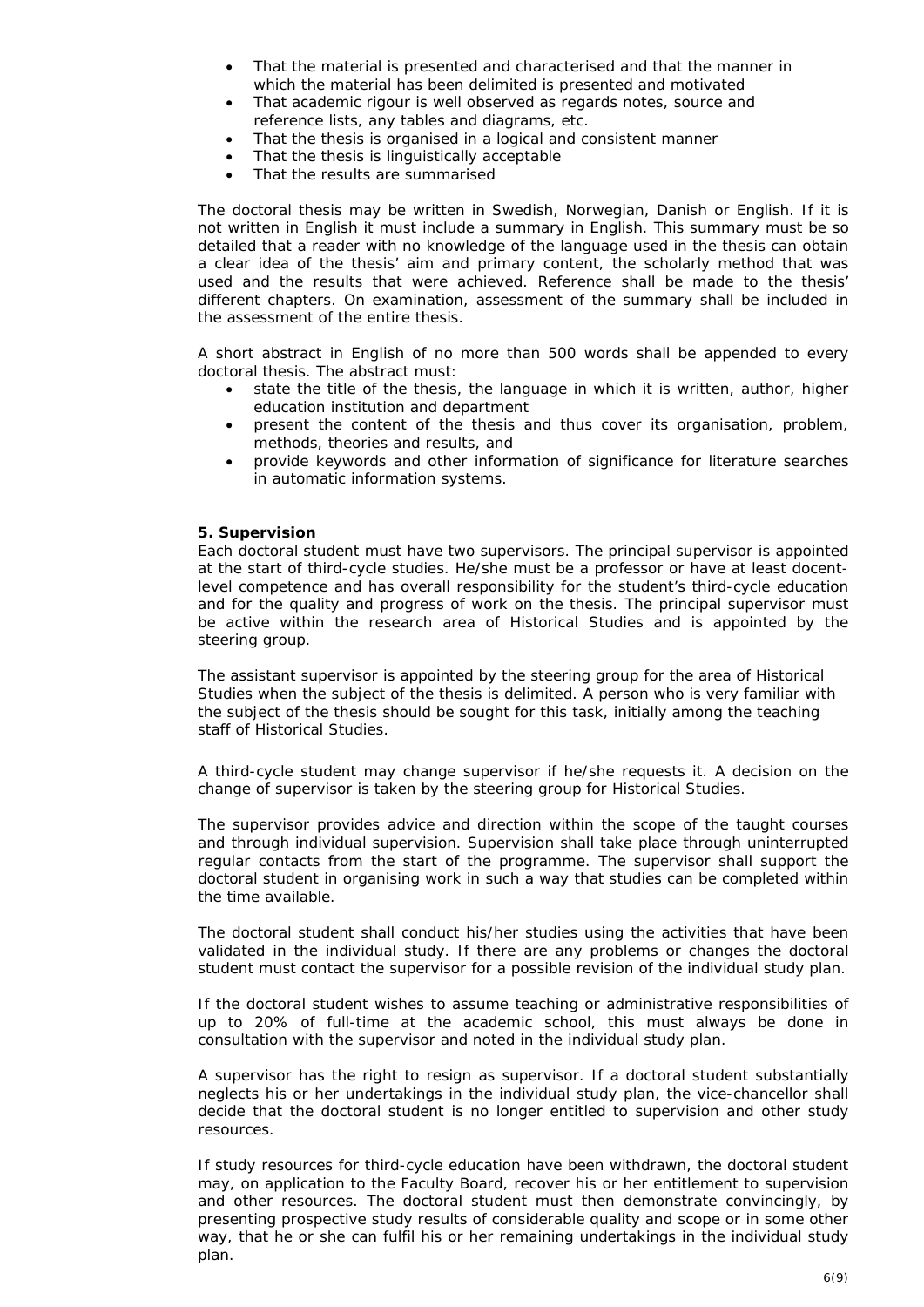- That the material is presented and characterised and that the manner in which the material has been delimited is presented and motivated
- That academic rigour is well observed as regards notes, source and reference lists, any tables and diagrams, etc.
- That the thesis is organised in a logical and consistent manner
- That the thesis is linguistically acceptable
- That the results are summarised

The doctoral thesis may be written in Swedish, Norwegian, Danish or English. If it is not written in English it must include a summary in English. This summary must be so detailed that a reader with no knowledge of the language used in the thesis can obtain a clear idea of the thesis' aim and primary content, the scholarly method that was used and the results that were achieved. Reference shall be made to the thesis' different chapters. On examination, assessment of the summary shall be included in the assessment of the entire thesis.

A short abstract in English of no more than 500 words shall be appended to every doctoral thesis. The abstract must:

- state the title of the thesis, the language in which it is written, author, higher education institution and department
- present the content of the thesis and thus cover its organisation, problem, methods, theories and results, and
- provide keywords and other information of significance for literature searches in automatic information systems.

**5. Supervision**

Each doctoral student must have two supervisors. The principal supervisor is appointed at the start of third-cycle studies. He/she must be a professor or have at least docent-level competence and has overall responsibility for the student's third-cycle education and for the quality and progress of work on the thesis. The principal supervisor must be active within the research area of Historical Studies and is appointed by the steering group.

The assistant supervisor is appointed by the steering group for the area of Historical Studies when the subject of the thesis is delimited. A person who is very familiar with the subject of the thesis should be sought for this task, initially among the teaching staff of Historical Studies.

A third-cycle student may change supervisor if he/she requests it. A decision on the change of supervisor is taken by the steering group for Historical Studies.

The supervisor provides advice and direction within the scope of the taught courses and through individual supervision. Supervision shall take place through uninterrupted regular contacts from the start of the programme. The supervisor shall support the doctoral student in organising work in such a way that studies can be completed within the time available.

The doctoral student shall conduct his/her studies using the activities that have been validated in the individual study. If there are any problems or changes the doctoral student must contact the supervisor for a possible revision of the individual study plan.

If the doctoral student wishes to assume teaching or administrative responsibilities of up to 20% of full-time at the academic school, this must always be done in consultation with the supervisor and noted in the individual study plan.

A supervisor has the right to resign as supervisor. If a doctoral student substantially neglects his or her undertakings in the individual study plan, the vice-chancellor shall decide that the doctoral student is no longer entitled to supervision and other study resources.

If study resources for third-cycle education have been withdrawn, the doctoral student may, on application to the Faculty Board, recover his or her entitlement to supervision and other resources. The doctoral student must then demonstrate convincingly, by presenting prospective study results of considerable quality and scope or in some other way, that he or she can fulfil his or her remaining undertakings in the individual study plan.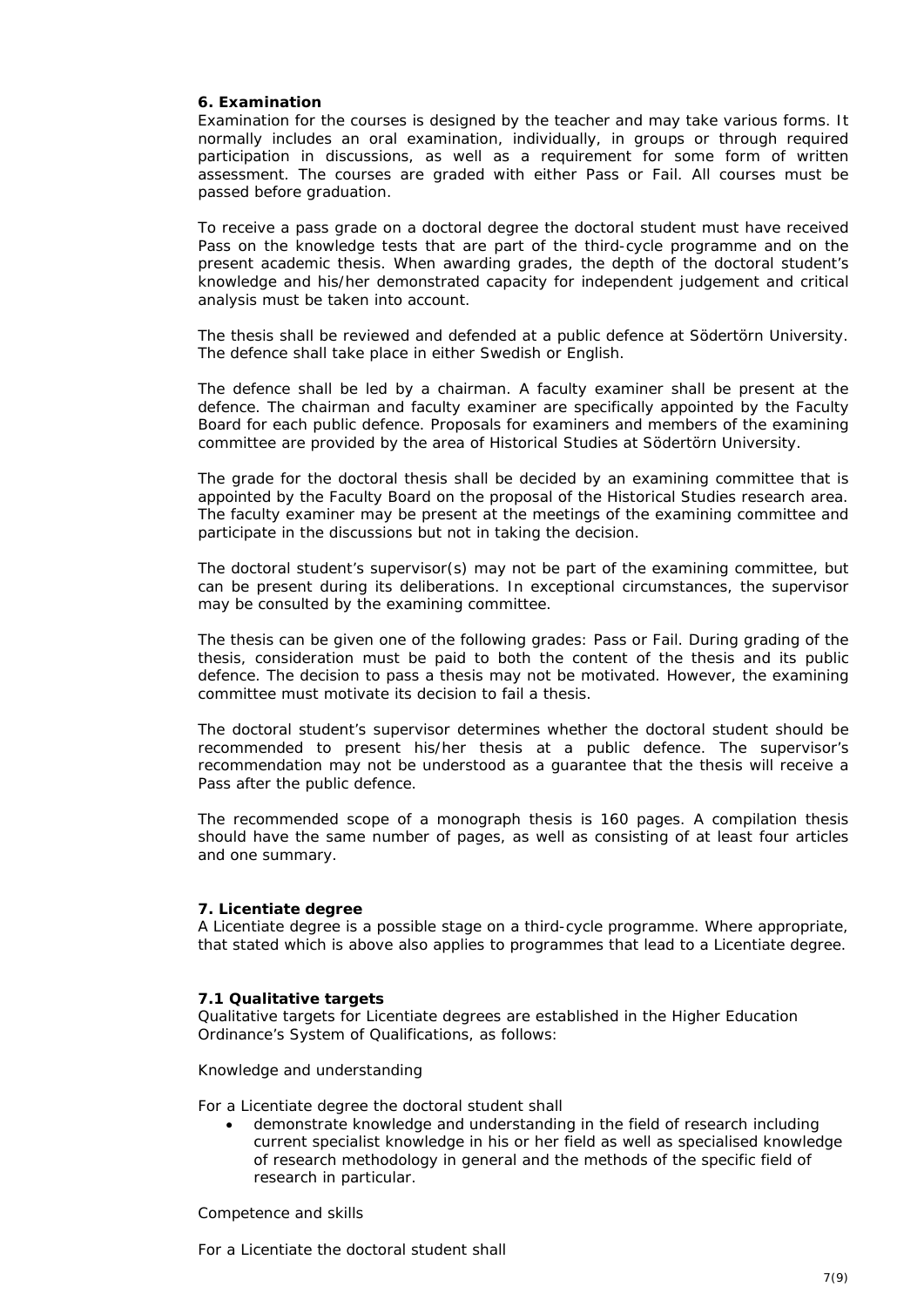### 6. Examination

Examination for the courses is designed by the teacher and may take various forms. It normally includes an oral examination, individually, in groups or through required participation in discussions, as well as a requirement for some form of written assessment. The courses are graded with either Pass or Fail. All courses must be passed before graduation.

To receive a pass grade on a doctoral degree the doctoral student must have received Pass on the knowledge tests that are part of the third-cycle programme and on the present academic thesis. When awarding grades, the depth of the doctoral student's knowledge and his/her demonstrated capacity for independent judgement and critical analysis must be taken into account.

The thesis shall be reviewed and defended at a public defence at Södertörn University. The defence shall take place in either Swedish or English.

The defence shall be led by a chairman. A faculty examiner shall be present at the defence. The chairman and faculty examiner are specifically appointed by the Faculty Board for each public defence. Proposals for examiners and members of the examining committee are provided by the area of Historical Studies at Södertörn University.

The grade for the doctoral thesis shall be decided by an examining committee that is appointed by the Faculty Board on the proposal of the Historical Studies research area. The faculty examiner may be present at the meetings of the examining committee and participate in the discussions but not in taking the decision.

The doctoral student's supervisor(s) may not be part of the examining committee, but can be present during its deliberations. In exceptional circumstances, the supervisor may be consulted by the examining committee.

The thesis can be given one of the following grades: Pass or Fail. During grading of the thesis, consideration must be paid to both the content of the thesis and its public defence. The decision to pass a thesis may not be motivated. However, the examining committee must motivate its decision to fail a thesis.

The doctoral student's supervisor determines whether the doctoral student should be recommended to present his/her thesis at a public defence. The supervisor's recommendation may not be understood as a guarantee that the thesis will receive a Pass after the public defence.

The recommended scope of a monograph thesis is 160 pages. A compilation thesis should have the same number of pages, as well as consisting of at least four articles and one summary.

### 7. Licentiate degree

A Licentiate degree is a possible stage on a third-cycle programme. Where appropriate, that stated which is above also applies to programmes that lead to a Licentiate degree.

#### 7.1 Qualitative targets

Qualitative targets for Licentiate degrees are established in the Higher Education Ordinance's System of Qualifications, as follows:

*Knowledge and understanding*

For a Licentiate degree the doctoral student shall

- demonstrate knowledge and understanding in the field of research including current specialist knowledge in his or her field as well as specialised knowledge of research methodology in general and the methods of the specific field of research in particular.

*Competence and skills*

For a Licentiate the doctoral student shall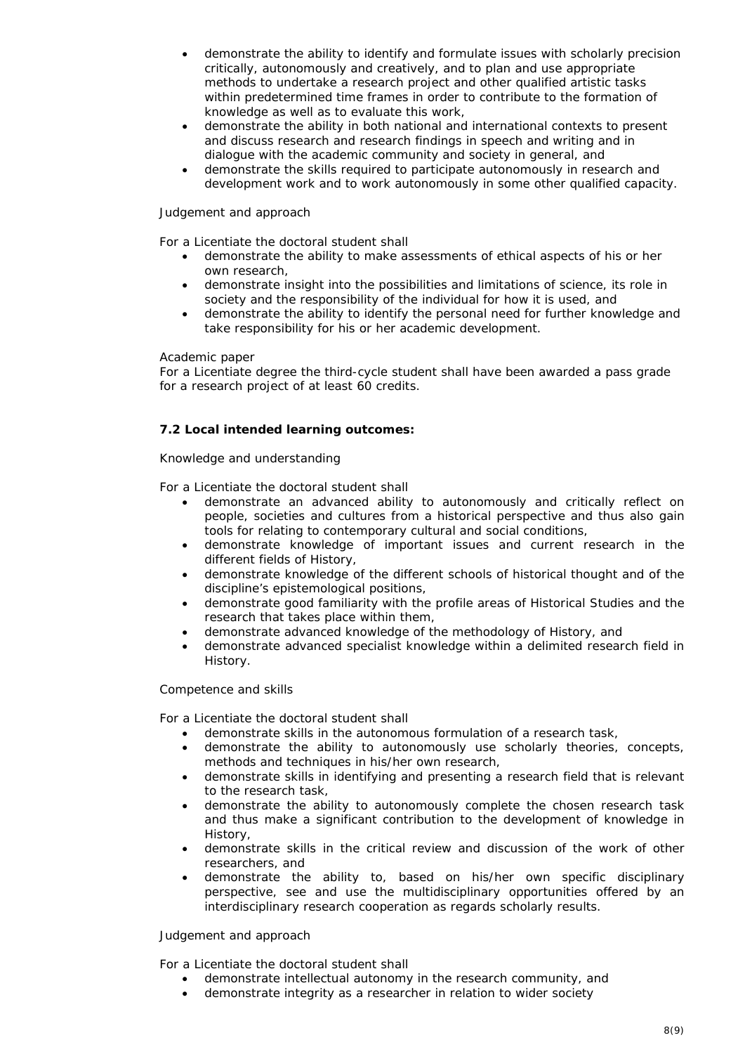- demonstrate the ability to identify and formulate issues with scholarly precision critically, autonomously and creatively, and to plan and use appropriate methods to undertake a research project and other qualified artistic tasks within predetermined time frames in order to contribute to the formation of knowledge as well as to evaluate this work,
- demonstrate the ability in both national and international contexts to present and discuss research and research findings in speech and writing and in dialogue with the academic community and society in general, and
- demonstrate the skills required to participate autonomously in research and development work and to work autonomously in some other qualified capacity.

*Judgement and approach*

*For a Licentiate the doctoral student shall*

- demonstrate the ability to make assessments of ethical aspects of his or her own research,
- demonstrate insight into the possibilities and limitations of science, its role in society and the responsibility of the individual for how it is used, and
- demonstrate the ability to identify the personal need for further knowledge and take responsibility for his or her academic development.

*Academic paper*

For a Licentiate degree the third-cycle student shall have been awarded a pass grade for a research project of at least 60 credits.

**7.2 Local intended learning outcomes:**

*Knowledge and understanding*

*For a Licentiate the doctoral student shall*

- demonstrate an advanced ability to autonomously and critically reflect on people, societies and cultures from a historical perspective and thus also gain tools for relating to contemporary cultural and social conditions,
- demonstrate knowledge of important issues and current research in the different fields of History,
- demonstrate knowledge of the different schools of historical thought and of the discipline's epistemological positions,
- demonstrate good familiarity with the profile areas of Historical Studies and the research that takes place within them,
- demonstrate advanced knowledge of the methodology of History, and
- demonstrate advanced specialist knowledge within a delimited research field in History.

*Competence and skills*

*For a Licentiate the doctoral student shall*

- demonstrate skills in the autonomous formulation of a research task,
- demonstrate the ability to autonomously use scholarly theories, concepts, methods and techniques in his/her own research,
- demonstrate skills in identifying and presenting a research field that is relevant to the research task,
- demonstrate the ability to autonomously complete the chosen research task and thus make a significant contribution to the development of knowledge in History,
- demonstrate skills in the critical review and discussion of the work of other researchers, and
- demonstrate the ability to, based on his/her own specific disciplinary perspective, see and use the multidisciplinary opportunities offered by an interdisciplinary research cooperation as regards scholarly results.

*Judgement and approach*

*For a Licentiate the doctoral student shall*

- demonstrate intellectual autonomy in the research community, and
- demonstrate integrity as a researcher in relation to wider society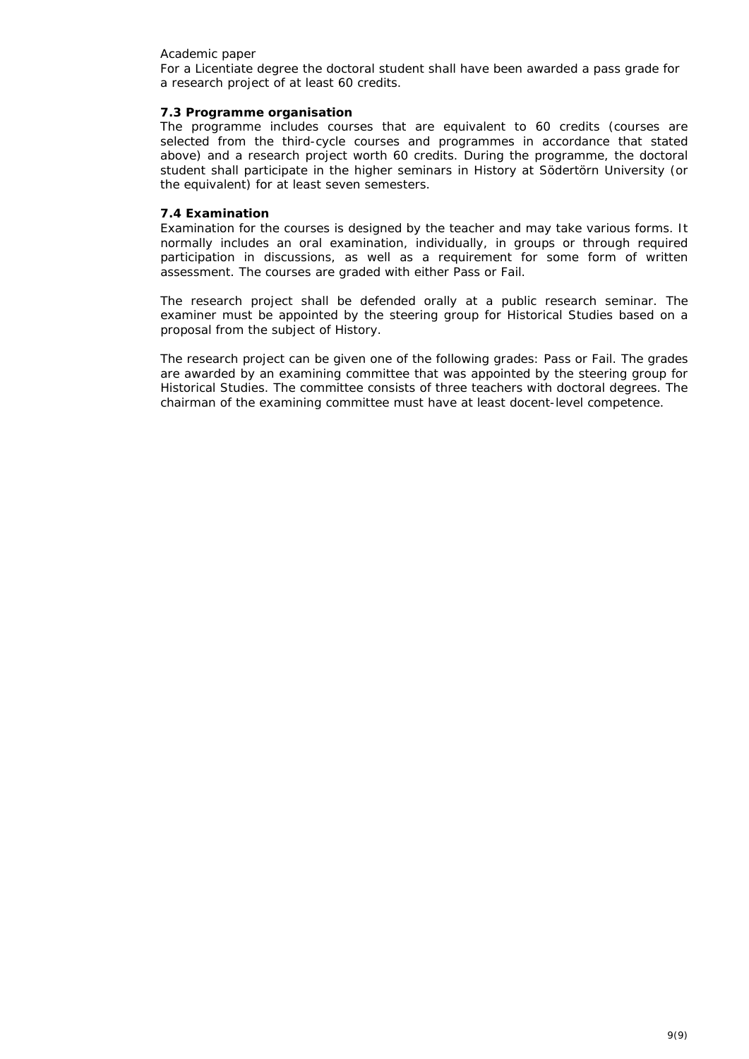Academic paper

For a Licentiate degree the doctoral student shall have been awarded a pass grade for a research project of at least 60 credits.

### 7.3 Programme organisation

The programme includes courses that are equivalent to 60 credits (courses are selected from the third-cycle courses and programmes in accordance that stated above) and a research project worth 60 credits. During the programme, the doctoral student shall participate in the higher seminars in History at Södertörn University (or the equivalent) for at least seven semesters.

### 7.4 Examination

Examination for the courses is designed by the teacher and may take various forms. It normally includes an oral examination, individually, in groups or through required participation in discussions, as well as a requirement for some form of written assessment. The courses are graded with either Pass or Fail.

The research project shall be defended orally at a public research seminar. The examiner must be appointed by the steering group for Historical Studies based on a proposal from the subject of History.

The research project can be given one of the following grades: Pass or Fail. The grades are awarded by an examining committee that was appointed by the steering group for Historical Studies. The committee consists of three teachers with doctoral degrees. The chairman of the examining committee must have at least docent-level competence.